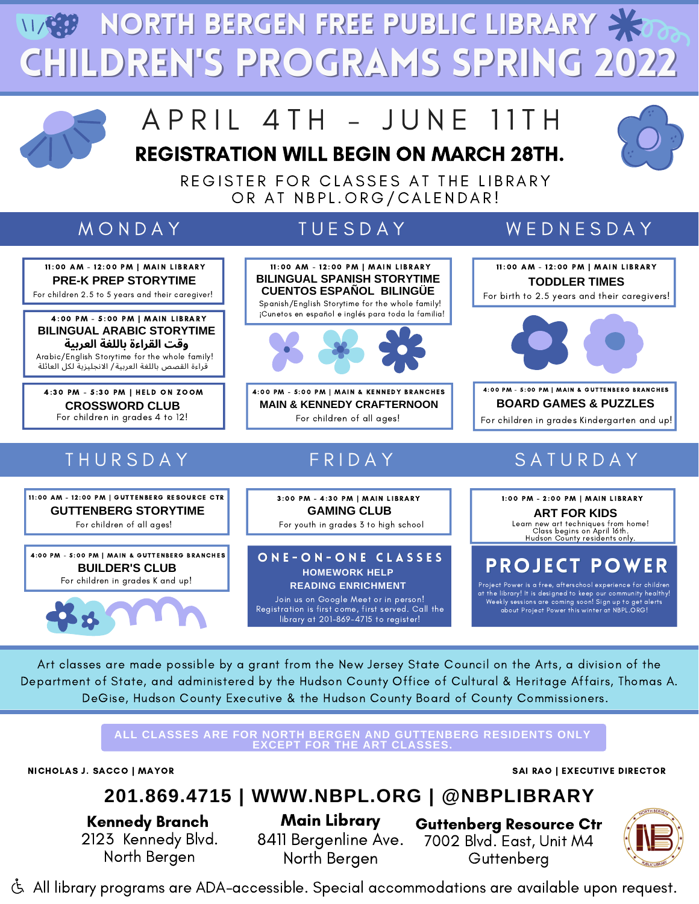# NORTH BERGEN FREE PUBLIC LIBRARY
# CHILDREN'S PROGRAMS SPRING 2022

## APRIL 4TH - JUNE 11TH

**REGISTRATION WILL BEGIN ON MARCH 28TH.**

REGISTER FOR CLASSES AT THE LIBRARY OR AT NBPL.ORG/CALENDAR!

## MONDAY

**11:00 AM - 12:00 PM | MAIN LIBRARY**
**PRE-K PREP STORYTIME**
For children 2.5 to 5 years and their caregiver!

**4:00 PM - 5:00 PM | MAIN LIBRARY**
**BILINGUAL ARABIC STORYTIME**
**وقت القراءة باللغة العربية**
Arabic/English Storytime for the whole family!
قراءة القصص باللغة العربية / الانجليزية لكل العائلة

**4:30 PM - 5:30 PM | HELD ON ZOOM**
**CROSSWORD CLUB**
For children in grades 4 to 12!

## TUESDAY

**11:00 AM - 12:00 PM | MAIN LIBRARY**
**BILINGUAL SPANISH STORYTIME**
**CUENTOS ESPAÑOL BILINGÜE**
Spanish/English Storytime for the whole family!
¡Cunetos en español e inglés para toda la familia!

**4:00 PM - 5:00 PM | MAIN & KENNEDY BRANCHES**
**MAIN & KENNEDY CRAFTERNOON**
For children of all ages!

## WEDNESDAY

**11:00 AM - 12:00 PM | MAIN LIBRARY**
**TODDLER TIMES**
For birth to 2.5 years and their caregivers!

**4:00 PM - 5:00 PM | MAIN & GUTTENBERG BRANCHES**
**BOARD GAMES & PUZZLES**
For children in grades Kindergarten and up!

## THURSDAY

**11:00 AM - 12:00 PM | GUTTENBERG RESOURCE CTR**
**GUTTENBERG STORYTIME**
For children of all ages!

**4:00 PM - 5:00 PM | MAIN & GUTTENBERG BRANCHES**
**BUILDER'S CLUB**
For children in grades K and up!

## FRIDAY

**3:00 PM - 4:30 PM | MAIN LIBRARY**
**GAMING CLUB**
For youth in grades 3 to high school

**ONE-ON-ONE CLASSES**
**HOMEWORK HELP**
**READING ENRICHMENT**
Join us on Google Meet or in person! Registration is first come, first served. Call the library at 201-869-4715 to register!

## SATURDAY

**1:00 PM - 2:00 PM | MAIN LIBRARY**
**ART FOR KIDS**
Learn new art techniques from home! Class begins on April 16th. Hudson County residents only.

**PROJECT POWER**
Project Power is a free, afterschool experience for children at the library! It is designed to keep our community healthy! Weekly sessions are coming soon! Sign up to get alerts about Project Power this winter at NBPL.ORG!

---

Art classes are made possible by a grant from the New Jersey State Council on the Arts, a division of the Department of State, and administered by the Hudson County Office of Cultural & Heritage Affairs, Thomas A. DeGise, Hudson County Executive & the Hudson County Board of County Commissioners.

**ALL CLASSES ARE FOR NORTH BERGEN AND GUTTENBERG RESIDENTS ONLY EXCEPT FOR THE ART CLASSES.**

NICHOLAS J. SACCO | MAYOR

SAI RAO | EXECUTIVE DIRECTOR

**201.869.4715 | WWW.NBPL.ORG | @NBPLIBRARY**

**Kennedy Branch**
2123 Kennedy Blvd.
North Bergen

**Main Library**
8411 Bergenline Ave.
North Bergen

**Guttenberg Resource Ctr**
7002 Blvd. East, Unit M4
Guttenberg

All library programs are ADA-accessible. Special accommodations are available upon request.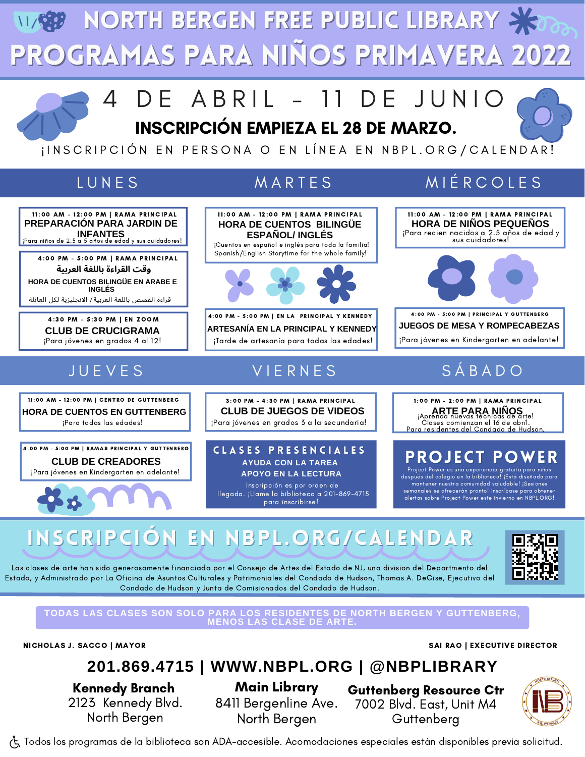# NORTH BERGEN FREE PUBLIC LIBRARY

# PROGRAMAS PARA NIÑOS PRIMAVERA 2022

## 4 DE ABRIL - 11 DE JUNIO

**INSCRIPCIÓN EMPIEZA EL 28 DE MARZO.**

¡INSCRIPCIÓN EN PERSONA O EN LÍNEA EN NBPL.ORG/CALENDAR!

## LUNES

**11:00 AM - 12:00 PM | RAMA PRINCIPAL**
**PREPARACIÓN PARA JARDIN DE INFANTES**
¡Para niños de 2.5 a 5 años de edad y sus cuidadores!

**4:00 PM - 5:00 PM | RAMA PRINCIPAL**
**وقت القراءة باللغة العربية**
**HORA DE CUENTOS BILINGÜE EN ARABE E INGLÉS**
قراءة القصص باللغة العربية / الانجليزية لكل العائلة

**4:30 PM - 5:30 PM | EN ZOOM**
**CLUB DE CRUCIGRAMA**
¡Para jóvenes en grados 4 al 12!

## MARTES

**11:00 AM - 12:00 PM | RAMA PRINCIPAL**
**HORA DE CUENTOS BILINGÜE ESPAÑOL/ INGLÉS**
¡Cuentos en español e inglés para toda la familia!
Spanish/English Storytime for the whole family!

**4:00 PM - 5:00 PM | EN LA PRINCIPAL Y KENNEDY**
**ARTESANÍA EN LA PRINCIPAL Y KENNEDY**
¡Tarde de artesanía para todas las edades!

## MIÉRCOLES

**11:00 AM - 12:00 PM | RAMA PRINCIPAL**
**HORA DE NIÑOS PEQUEÑOS**
¡Para recien nacidos a 2.5 años de edad y sus cuidadores!

**4:00 PM - 5:00 PM | PRINCIPAL Y GUTTENBERG**
**JUEGOS DE MESA Y ROMPECABEZAS**
¡Para jóvenes en Kindergarten en adelante!

## JUEVES

**11:00 AM - 12:00 PM | CENTRO DE GUTTENBERG**
**HORA DE CUENTOS EN GUTTENBERG**
¡Para todas las edades!

**4:00 PM - 5:00 PM | RAMAS PRINCIPAL Y GUTTENBERG**
**CLUB DE CREADORES**
¡Para jóvenes en Kindergarten en adelante!

## VIERNES

**3:00 PM - 4:30 PM | RAMA PRINCIPAL**
**CLUB DE JUEGOS DE VIDEOS**
¡Para jóvenes en grados 3 a la secundaria!

**CLASES PRESENCIALES**
**AYUDA CON LA TAREA**
**APOYO EN LA LECTURA**
Inscripción es por orden de llegada. ¡Llame la biblioteca a 201-869-4715 para inscribirse!

## SÁBADO

**1:00 PM - 2:00 PM | RAMA PRINCIPAL**
**ARTE PARA NIÑOS**
¡Aprenda nuevas técnicas de arte!
Clases comienzan el 16 de abril.
Para residentes del Condado de Hudson.

**PROJECT POWER**
Project Power es una experiencia gratuita para niños después del colegio en la biblioteca! ¡Está diseñada para mantener nuestra comunidad saludable! ¡Sesiones semanales se ofrecerán pronto! Inscríbase para obtener alertas sobre Project Power este invierno en NBPL.ORG!

## INSCRIPCIÓN EN NBPL.ORG/CALENDAR

Las clases de arte han sido generosamente financiada por el Consejo de Artes del Estado de NJ, una division del Departmento del Estado, y Administrado por La Oficina de Asuntos Culturales y Patrimoniales del Condado de Hudson, Thomas A. DeGise, Ejecutivo del Condado de Hudson y Junta de Comisionados del Condado de Hudson.

**TODAS LAS CLASES SON SOLO PARA LOS RESIDENTES DE NORTH BERGEN Y GUTTENBERG, MENOS LAS CLASE DE ARTE.**

**NICHOLAS J. SACCO | MAYOR**

**SAI RAO | EXECUTIVE DIRECTOR**

**201.869.4715 | WWW.NBPL.ORG | @NBPLIBRARY**

**Kennedy Branch**
2123 Kennedy Blvd.
North Bergen

**Main Library**
8411 Bergenline Ave.
North Bergen

**Guttenberg Resource Ctr**
7002 Blvd. East, Unit M4
Guttenberg

Todos los programas de la biblioteca son ADA-accesible. Acomodaciones especiales están disponibles previa solicitud.